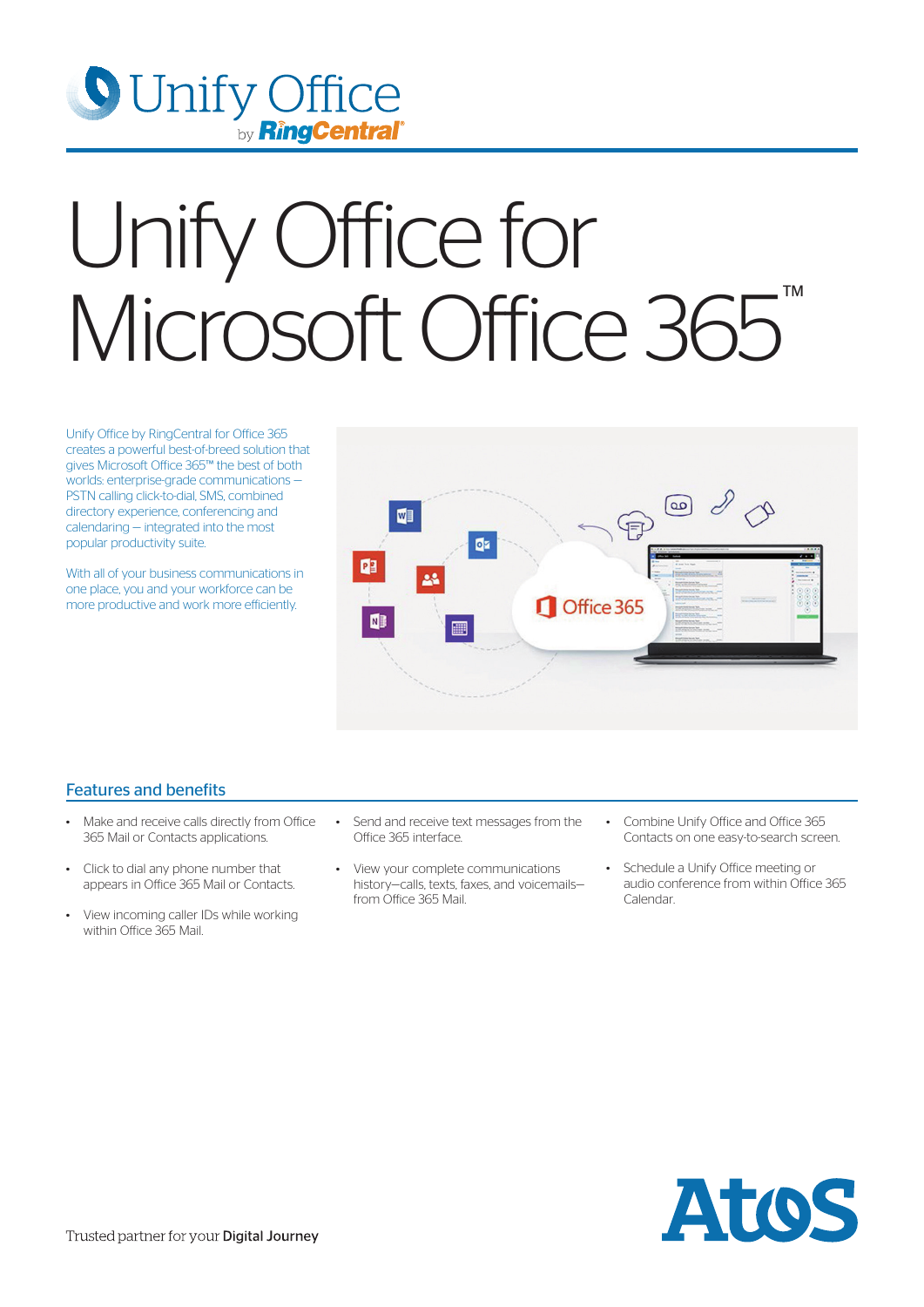Unify Office by RingCentral

# Unify Office for Microsoft Office 365™

Unify Office by RingCentral for Office 365 creates a powerful best-of-breed solution that gives Microsoft Office 365™ the best of both worlds: enterprise-grade communications — PSTN calling click-to-dial, SMS, combined directory experience, conferencing and calendaring — integrated into the most popular productivity suite.

With all of your business communications in one place, you and your workforce can be more productive and work more efficiently.

## Features and benefits

- Make and receive calls directly from Office 365 Mail or Contacts applications.
- Click to dial any phone number that appears in Office 365 Mail or Contacts.
- View incoming caller IDs while working within Office 365 Mail.
- Send and receive text messages from the Office 365 interface.
- View your complete communications history—calls, texts, faxes, and voicemails—from Office 365 Mail.
- Combine Unify Office and Office 365 Contacts on one easy-to-search screen.
- Schedule a Unify Office meeting or audio conference from within Office 365 Calendar.

Trusted partner for your **Digital Journey**

Atos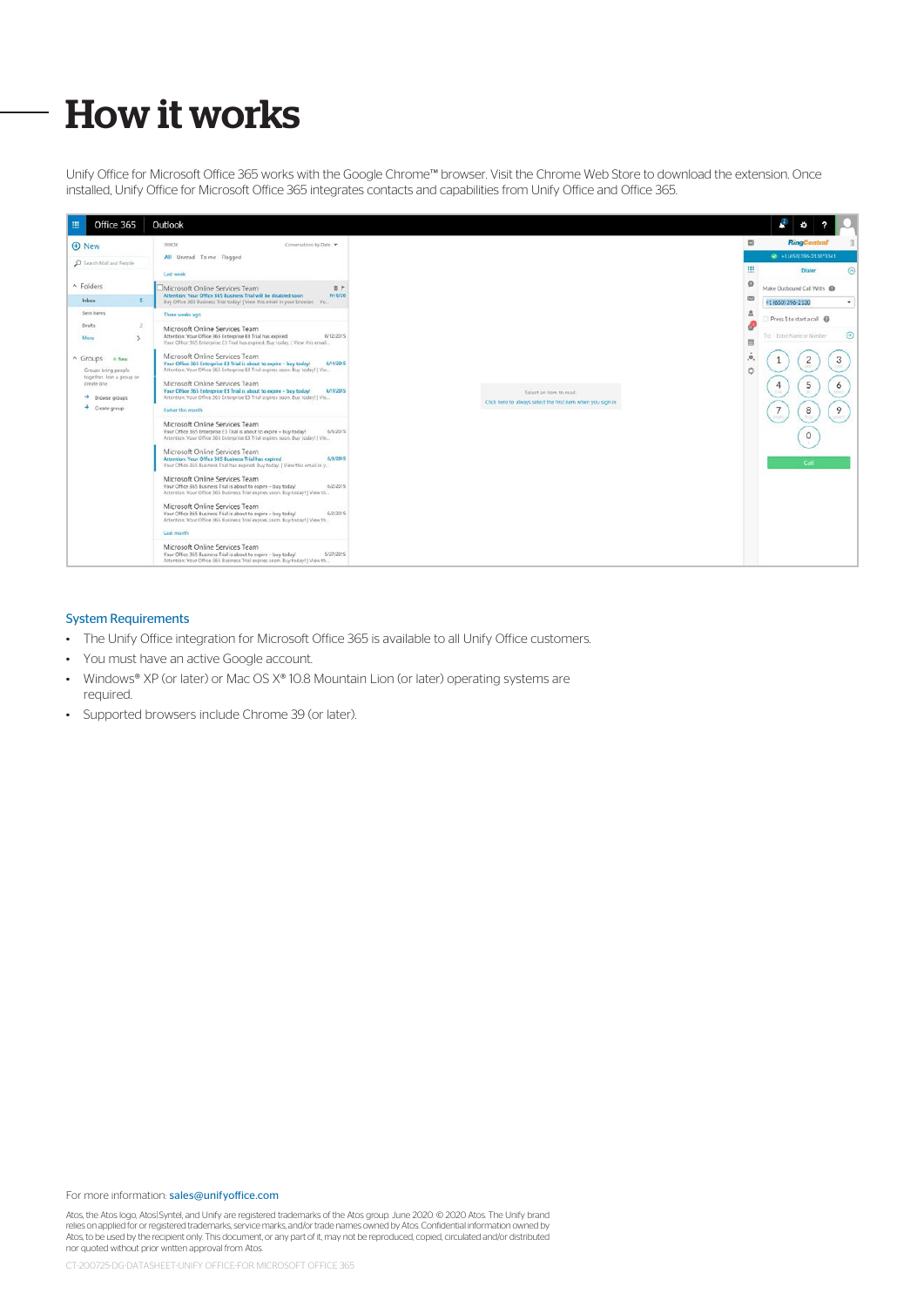# How it works

Unify Office for Microsoft Office 365 works with the Google Chrome™ browser. Visit the Chrome Web Store to download the extension. Once installed, Unify Office for Microsoft Office 365 integrates contacts and capabilities from Unify Office and Office 365.

### System Requirements

- The Unify Office integration for Microsoft Office 365 is available to all Unify Office customers.
- You must have an active Google account.
- Windows® XP (or later) or Mac OS X® 10.8 Mountain Lion (or later) operating systems are required.
- Supported browsers include Chrome 39 (or later).

For more information: sales@unifyoffice.com

Atos, the Atos logo, Atos|Syntel, and Unify are registered trademarks of the Atos group. June 2020. © 2020 Atos. The Unify brand relies on applied for or registered trademarks, service marks, and/or trade names owned by Atos. Confidential information owned by Atos, to be used by the recipient only. This document, or any part of it, may not be reproduced, copied, circulated and/or distributed nor quoted without prior written approval from Atos.

CT-200725-DG-DATASHEET-UNIFY OFFICE-FOR MICROSOFT OFFICE 365